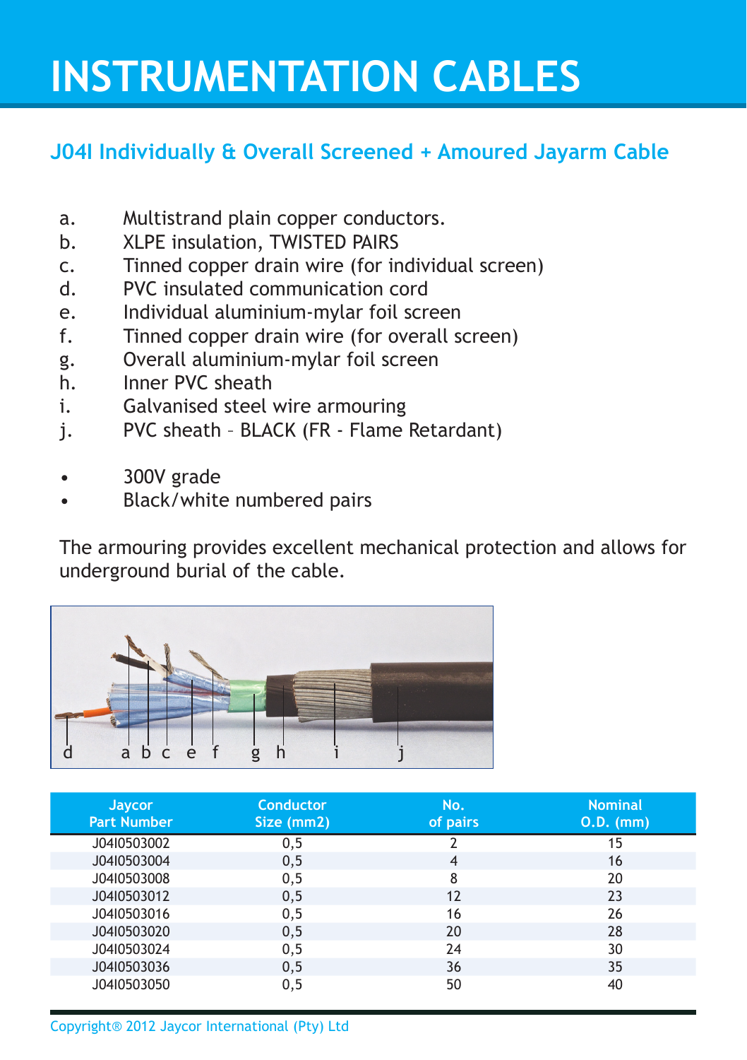# INSTRUMENTATION CABLES

## J04I Individually & Overall Screened + Amoured Jayarm Cable

a. Multistrand plain copper conductors.
b. XLPE insulation, TWISTED PAIRS
c. Tinned copper drain wire (for individual screen)
d. PVC insulated communication cord
e. Individual aluminium-mylar foil screen
f. Tinned copper drain wire (for overall screen)
g. Overall aluminium-mylar foil screen
h. Inner PVC sheath
i. Galvanised steel wire armouring
j. PVC sheath – BLACK (FR - Flame Retardant)

- 300V grade
- Black/white numbered pairs

The armouring provides excellent mechanical protection and allows for underground burial of the cable.

d a b c e f g h i j

| Jaycor Part Number | Conductor Size (mm2) | No. of pairs | Nominal O.D. (mm) |
|---|---|---|---|
| J04I0503002 | 0,5 | 2 | 15 |
| J04I0503004 | 0,5 | 4 | 16 |
| J04I0503008 | 0,5 | 8 | 20 |
| J04I0503012 | 0,5 | 12 | 23 |
| J04I0503016 | 0,5 | 16 | 26 |
| J04I0503020 | 0,5 | 20 | 28 |
| J04I0503024 | 0,5 | 24 | 30 |
| J04I0503036 | 0,5 | 36 | 35 |
| J04I0503050 | 0,5 | 50 | 40 |

Copyright® 2012 Jaycor International (Pty) Ltd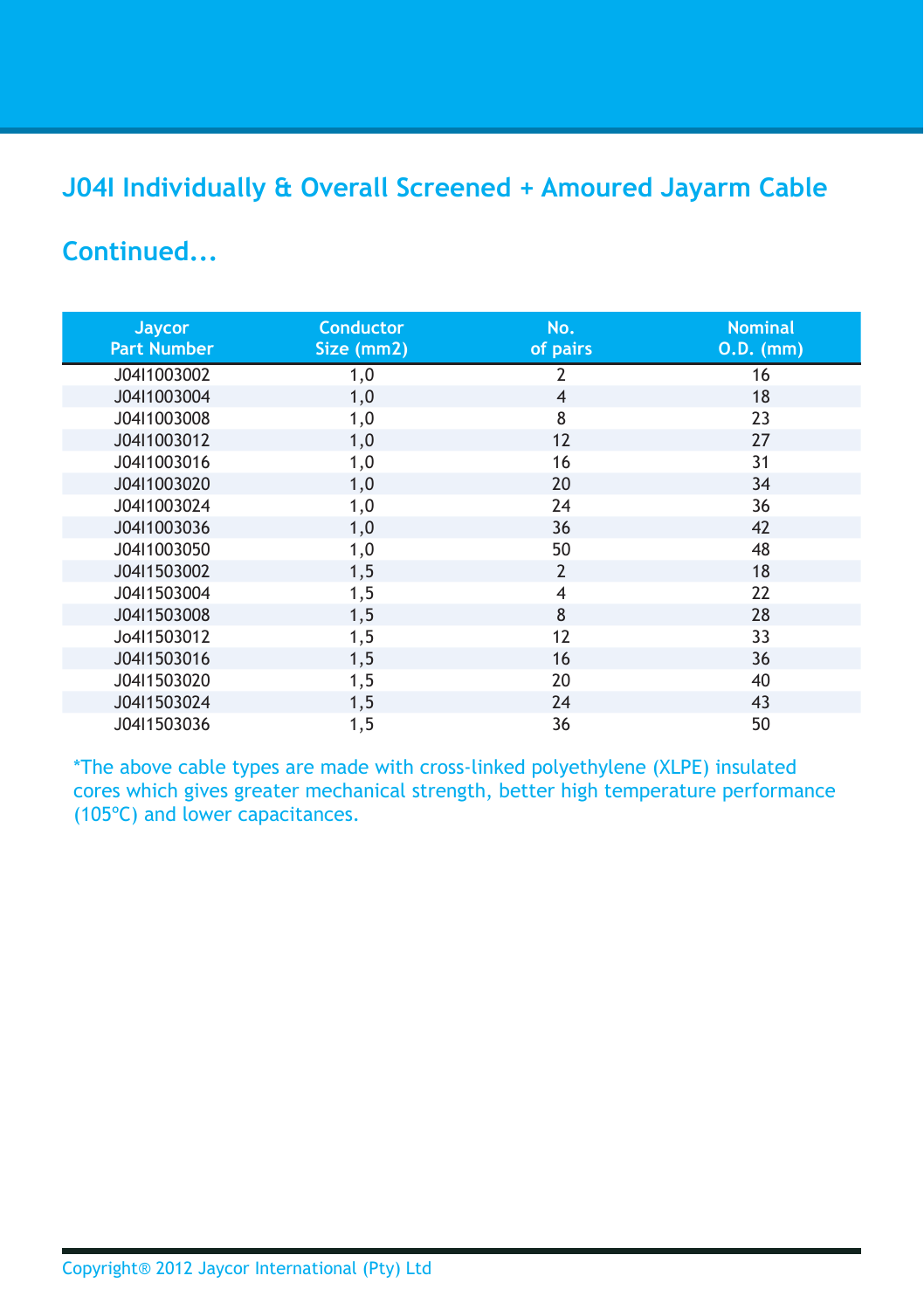## J04I Individually & Overall Screened + Amoured Jayarm Cable

## Continued...

| Jaycor Part Number | Conductor Size (mm2) | No. of pairs | Nominal O.D. (mm) |
|---|---|---|---|
| J04I1003002 | 1,0 | 2 | 16 |
| J04I1003004 | 1,0 | 4 | 18 |
| J04I1003008 | 1,0 | 8 | 23 |
| J04I1003012 | 1,0 | 12 | 27 |
| J04I1003016 | 1,0 | 16 | 31 |
| J04I1003020 | 1,0 | 20 | 34 |
| J04I1003024 | 1,0 | 24 | 36 |
| J04I1003036 | 1,0 | 36 | 42 |
| J04I1003050 | 1,0 | 50 | 48 |
| J04I1503002 | 1,5 | 2 | 18 |
| J04I1503004 | 1,5 | 4 | 22 |
| J04I1503008 | 1,5 | 8 | 28 |
| Jo4I1503012 | 1,5 | 12 | 33 |
| J04I1503016 | 1,5 | 16 | 36 |
| J04I1503020 | 1,5 | 20 | 40 |
| J04I1503024 | 1,5 | 24 | 43 |
| J04I1503036 | 1,5 | 36 | 50 |

*The above cable types are made with cross-linked polyethylene (XLPE) insulated cores which gives greater mechanical strength, better high temperature performance (105ºC) and lower capacitances.

Copyright® 2012 Jaycor International (Pty) Ltd